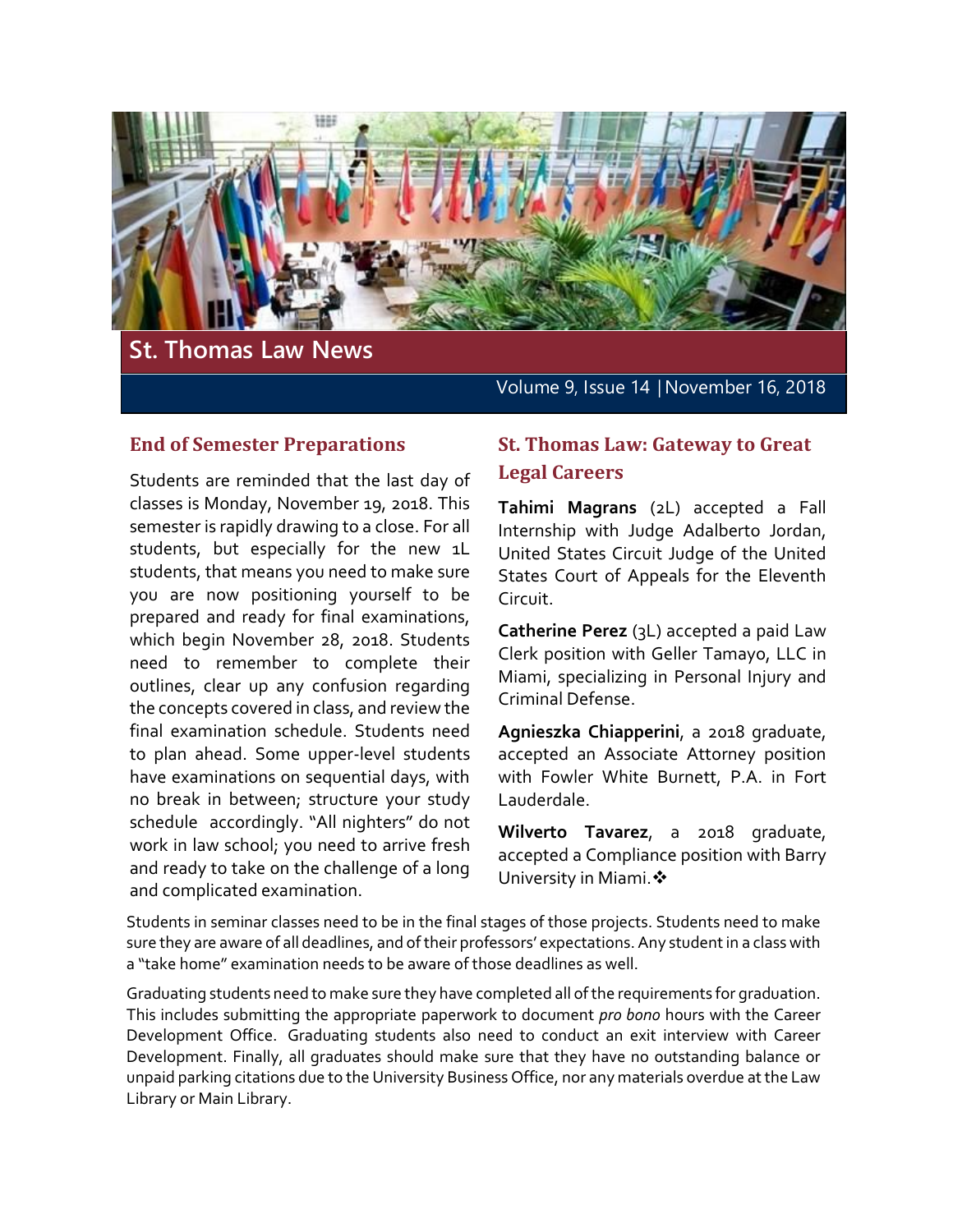# St. Thomas Law News

Volume 9, Issue 14 | November 16, 2018

## End of Semester Preparations

Students are reminded that the last day of classes is Monday, November 19, 2018. This semester is rapidly drawing to a close. For all students, but especially for the new 1L students, that means you need to make sure you are now positioning yourself to be prepared and ready for final examinations, which begin November 28, 2018. Students need to remember to complete their outlines, clear up any confusion regarding the concepts covered in class, and review the final examination schedule. Students need to plan ahead. Some upper-level students have examinations on sequential days, with no break in between; structure your study schedule accordingly. "All nighters" do not work in law school; you need to arrive fresh and ready to take on the challenge of a long and complicated examination.

Students in seminar classes need to be in the final stages of those projects. Students need to make sure they are aware of all deadlines, and of their professors' expectations. Any student in a class with a "take home" examination needs to be aware of those deadlines as well.

Graduating students need to make sure they have completed all of the requirements for graduation. This includes submitting the appropriate paperwork to document *pro bono* hours with the Career Development Office. Graduating students also need to conduct an exit interview with Career Development. Finally, all graduates should make sure that they have no outstanding balance or unpaid parking citations due to the University Business Office, nor any materials overdue at the Law Library or Main Library.

## St. Thomas Law: Gateway to Great Legal Careers

**Tahimi Magrans** (2L) accepted a Fall Internship with Judge Adalberto Jordan, United States Circuit Judge of the United States Court of Appeals for the Eleventh Circuit.

**Catherine Perez** (3L) accepted a paid Law Clerk position with Geller Tamayo, LLC in Miami, specializing in Personal Injury and Criminal Defense.

**Agnieszka Chiapperini**, a 2018 graduate, accepted an Associate Attorney position with Fowler White Burnett, P.A. in Fort Lauderdale.

**Wilverto Tavarez**, a 2018 graduate, accepted a Compliance position with Barry University in Miami.❖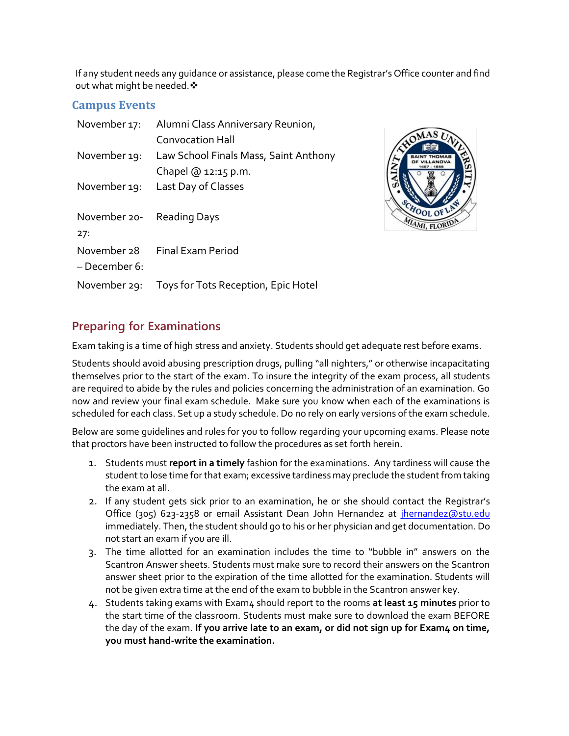If any student needs any guidance or assistance, please come the Registrar's Office counter and find out what might be needed.❖

## Campus Events

| | |
|---|---|
| November 17: | Alumni Class Anniversary Reunion, Convocation Hall |
| November 19: | Law School Finals Mass, Saint Anthony Chapel @ 12:15 p.m. |
| November 19: | Last Day of Classes |
| November 20-27: | Reading Days |
| November 28 – December 6: | Final Exam Period |
| November 29: | Toys for Tots Reception, Epic Hotel |

## Preparing for Examinations

Exam taking is a time of high stress and anxiety. Students should get adequate rest before exams.

Students should avoid abusing prescription drugs, pulling "all nighters," or otherwise incapacitating themselves prior to the start of the exam. To insure the integrity of the exam process, all students are required to abide by the rules and policies concerning the administration of an examination. Go now and review your final exam schedule. Make sure you know when each of the examinations is scheduled for each class. Set up a study schedule. Do no rely on early versions of the exam schedule.

Below are some guidelines and rules for you to follow regarding your upcoming exams. Please note that proctors have been instructed to follow the procedures as set forth herein.

1. Students must **report in a timely** fashion for the examinations. Any tardiness will cause the student to lose time for that exam; excessive tardiness may preclude the student from taking the exam at all.
2. If any student gets sick prior to an examination, he or she should contact the Registrar's Office (305) 623-2358 or email Assistant Dean John Hernandez at jhernandez@stu.edu immediately. Then, the student should go to his or her physician and get documentation. Do not start an exam if you are ill.
3. The time allotted for an examination includes the time to "bubble in" answers on the Scantron Answer sheets. Students must make sure to record their answers on the Scantron answer sheet prior to the expiration of the time allotted for the examination. Students will not be given extra time at the end of the exam to bubble in the Scantron answer key.
4. Students taking exams with Exam4 should report to the rooms **at least 15 minutes** prior to the start time of the classroom. Students must make sure to download the exam BEFORE the day of the exam. **If you arrive late to an exam, or did not sign up for Exam4 on time, you must hand-write the examination.**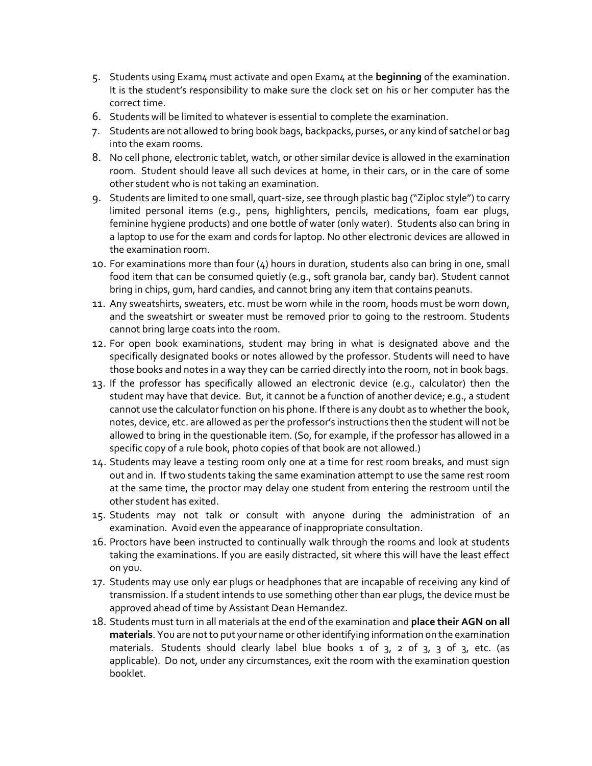5. Students using Exam4 must activate and open Exam4 at the **beginning** of the examination. It is the student's responsibility to make sure the clock set on his or her computer has the correct time.
6. Students will be limited to whatever is essential to complete the examination.
7. Students are not allowed to bring book bags, backpacks, purses, or any kind of satchel or bag into the exam rooms.
8. No cell phone, electronic tablet, watch, or other similar device is allowed in the examination room. Student should leave all such devices at home, in their cars, or in the care of some other student who is not taking an examination.
9. Students are limited to one small, quart-size, see through plastic bag ("Ziploc style") to carry limited personal items (e.g., pens, highlighters, pencils, medications, foam ear plugs, feminine hygiene products) and one bottle of water (only water). Students also can bring in a laptop to use for the exam and cords for laptop. No other electronic devices are allowed in the examination room.
10. For examinations more than four (4) hours in duration, students also can bring in one, small food item that can be consumed quietly (e.g., soft granola bar, candy bar). Student cannot bring in chips, gum, hard candies, and cannot bring any item that contains peanuts.
11. Any sweatshirts, sweaters, etc. must be worn while in the room, hoods must be worn down, and the sweatshirt or sweater must be removed prior to going to the restroom. Students cannot bring large coats into the room.
12. For open book examinations, student may bring in what is designated above and the specifically designated books or notes allowed by the professor. Students will need to have those books and notes in a way they can be carried directly into the room, not in book bags.
13. If the professor has specifically allowed an electronic device (e.g., calculator) then the student may have that device. But, it cannot be a function of another device; e.g., a student cannot use the calculator function on his phone. If there is any doubt as to whether the book, notes, device, etc. are allowed as per the professor's instructions then the student will not be allowed to bring in the questionable item. (So, for example, if the professor has allowed in a specific copy of a rule book, photo copies of that book are not allowed.)
14. Students may leave a testing room only one at a time for rest room breaks, and must sign out and in. If two students taking the same examination attempt to use the same rest room at the same time, the proctor may delay one student from entering the restroom until the other student has exited.
15. Students may not talk or consult with anyone during the administration of an examination. Avoid even the appearance of inappropriate consultation.
16. Proctors have been instructed to continually walk through the rooms and look at students taking the examinations. If you are easily distracted, sit where this will have the least effect on you.
17. Students may use only ear plugs or headphones that are incapable of receiving any kind of transmission. If a student intends to use something other than ear plugs, the device must be approved ahead of time by Assistant Dean Hernandez.
18. Students must turn in all materials at the end of the examination and **place their AGN on all materials**. You are not to put your name or other identifying information on the examination materials. Students should clearly label blue books 1 of 3, 2 of 3, 3 of 3, etc. (as applicable). Do not, under any circumstances, exit the room with the examination question booklet.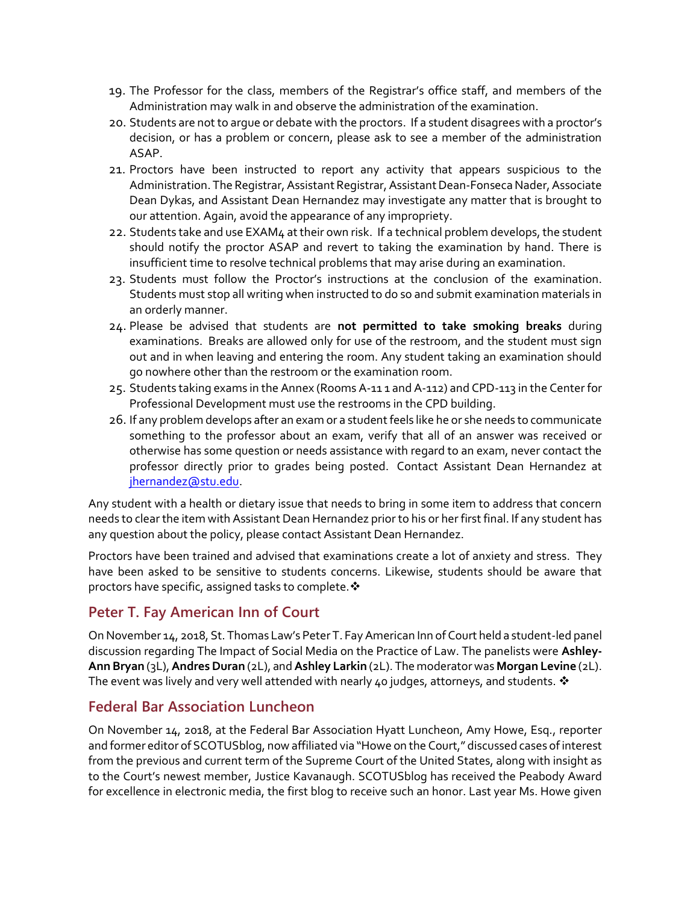19. The Professor for the class, members of the Registrar's office staff, and members of the Administration may walk in and observe the administration of the examination.
20. Students are not to argue or debate with the proctors. If a student disagrees with a proctor's decision, or has a problem or concern, please ask to see a member of the administration ASAP.
21. Proctors have been instructed to report any activity that appears suspicious to the Administration. The Registrar, Assistant Registrar, Assistant Dean-Fonseca Nader, Associate Dean Dykas, and Assistant Dean Hernandez may investigate any matter that is brought to our attention. Again, avoid the appearance of any impropriety.
22. Students take and use EXAM4 at their own risk. If a technical problem develops, the student should notify the proctor ASAP and revert to taking the examination by hand. There is insufficient time to resolve technical problems that may arise during an examination.
23. Students must follow the Proctor's instructions at the conclusion of the examination. Students must stop all writing when instructed to do so and submit examination materials in an orderly manner.
24. Please be advised that students are **not permitted to take smoking breaks** during examinations. Breaks are allowed only for use of the restroom, and the student must sign out and in when leaving and entering the room. Any student taking an examination should go nowhere other than the restroom or the examination room.
25. Students taking exams in the Annex (Rooms A-11 1 and A-112) and CPD-113 in the Center for Professional Development must use the restrooms in the CPD building.
26. If any problem develops after an exam or a student feels like he or she needs to communicate something to the professor about an exam, verify that all of an answer was received or otherwise has some question or needs assistance with regard to an exam, never contact the professor directly prior to grades being posted. Contact Assistant Dean Hernandez at jhernandez@stu.edu.

Any student with a health or dietary issue that needs to bring in some item to address that concern needs to clear the item with Assistant Dean Hernandez prior to his or her first final. If any student has any question about the policy, please contact Assistant Dean Hernandez.

Proctors have been trained and advised that examinations create a lot of anxiety and stress. They have been asked to be sensitive to students concerns. Likewise, students should be aware that proctors have specific, assigned tasks to complete. ❖

## Peter T. Fay American Inn of Court

On November 14, 2018, St. Thomas Law's Peter T. Fay American Inn of Court held a student-led panel discussion regarding The Impact of Social Media on the Practice of Law. The panelists were **Ashley-Ann Bryan** (3L), **Andres Duran** (2L), and **Ashley Larkin** (2L). The moderator was **Morgan Levine** (2L). The event was lively and very well attended with nearly 40 judges, attorneys, and students. ❖

## Federal Bar Association Luncheon

On November 14, 2018, at the Federal Bar Association Hyatt Luncheon, Amy Howe, Esq., reporter and former editor of SCOTUSblog, now affiliated via "Howe on the Court," discussed cases of interest from the previous and current term of the Supreme Court of the United States, along with insight as to the Court's newest member, Justice Kavanaugh. SCOTUSblog has received the Peabody Award for excellence in electronic media, the first blog to receive such an honor. Last year Ms. Howe given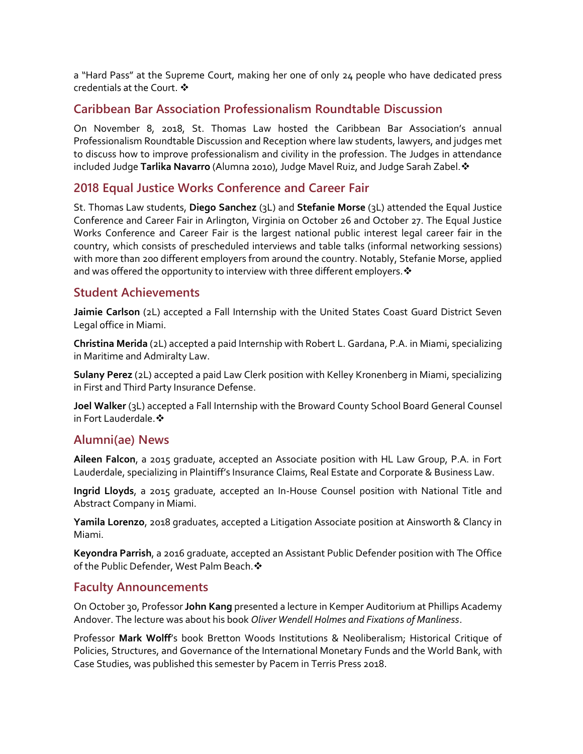a "Hard Pass" at the Supreme Court, making her one of only 24 people who have dedicated press credentials at the Court. ❖

## Caribbean Bar Association Professionalism Roundtable Discussion

On November 8, 2018, St. Thomas Law hosted the Caribbean Bar Association's annual Professionalism Roundtable Discussion and Reception where law students, lawyers, and judges met to discuss how to improve professionalism and civility in the profession. The Judges in attendance included Judge **Tarlika Navarro** (Alumna 2010), Judge Mavel Ruiz, and Judge Sarah Zabel.❖

## 2018 Equal Justice Works Conference and Career Fair

St. Thomas Law students, **Diego Sanchez** (3L) and **Stefanie Morse** (3L) attended the Equal Justice Conference and Career Fair in Arlington, Virginia on October 26 and October 27. The Equal Justice Works Conference and Career Fair is the largest national public interest legal career fair in the country, which consists of prescheduled interviews and table talks (informal networking sessions) with more than 200 different employers from around the country. Notably, Stefanie Morse, applied and was offered the opportunity to interview with three different employers.❖

## Student Achievements

**Jaimie Carlson** (2L) accepted a Fall Internship with the United States Coast Guard District Seven Legal office in Miami.

**Christina Merida** (2L) accepted a paid Internship with Robert L. Gardana, P.A. in Miami, specializing in Maritime and Admiralty Law.

**Sulany Perez** (2L) accepted a paid Law Clerk position with Kelley Kronenberg in Miami, specializing in First and Third Party Insurance Defense.

**Joel Walker** (3L) accepted a Fall Internship with the Broward County School Board General Counsel in Fort Lauderdale.❖

## Alumni(ae) News

**Aileen Falcon**, a 2015 graduate, accepted an Associate position with HL Law Group, P.A. in Fort Lauderdale, specializing in Plaintiff's Insurance Claims, Real Estate and Corporate & Business Law.

**Ingrid Lloyds**, a 2015 graduate, accepted an In-House Counsel position with National Title and Abstract Company in Miami.

**Yamila Lorenzo**, 2018 graduates, accepted a Litigation Associate position at Ainsworth & Clancy in Miami.

**Keyondra Parrish**, a 2016 graduate, accepted an Assistant Public Defender position with The Office of the Public Defender, West Palm Beach.❖

## Faculty Announcements

On October 30, Professor **John Kang** presented a lecture in Kemper Auditorium at Phillips Academy Andover. The lecture was about his book *Oliver Wendell Holmes and Fixations of Manliness*.

Professor **Mark Wolff**'s book Bretton Woods Institutions & Neoliberalism; Historical Critique of Policies, Structures, and Governance of the International Monetary Funds and the World Bank, with Case Studies, was published this semester by Pacem in Terris Press 2018.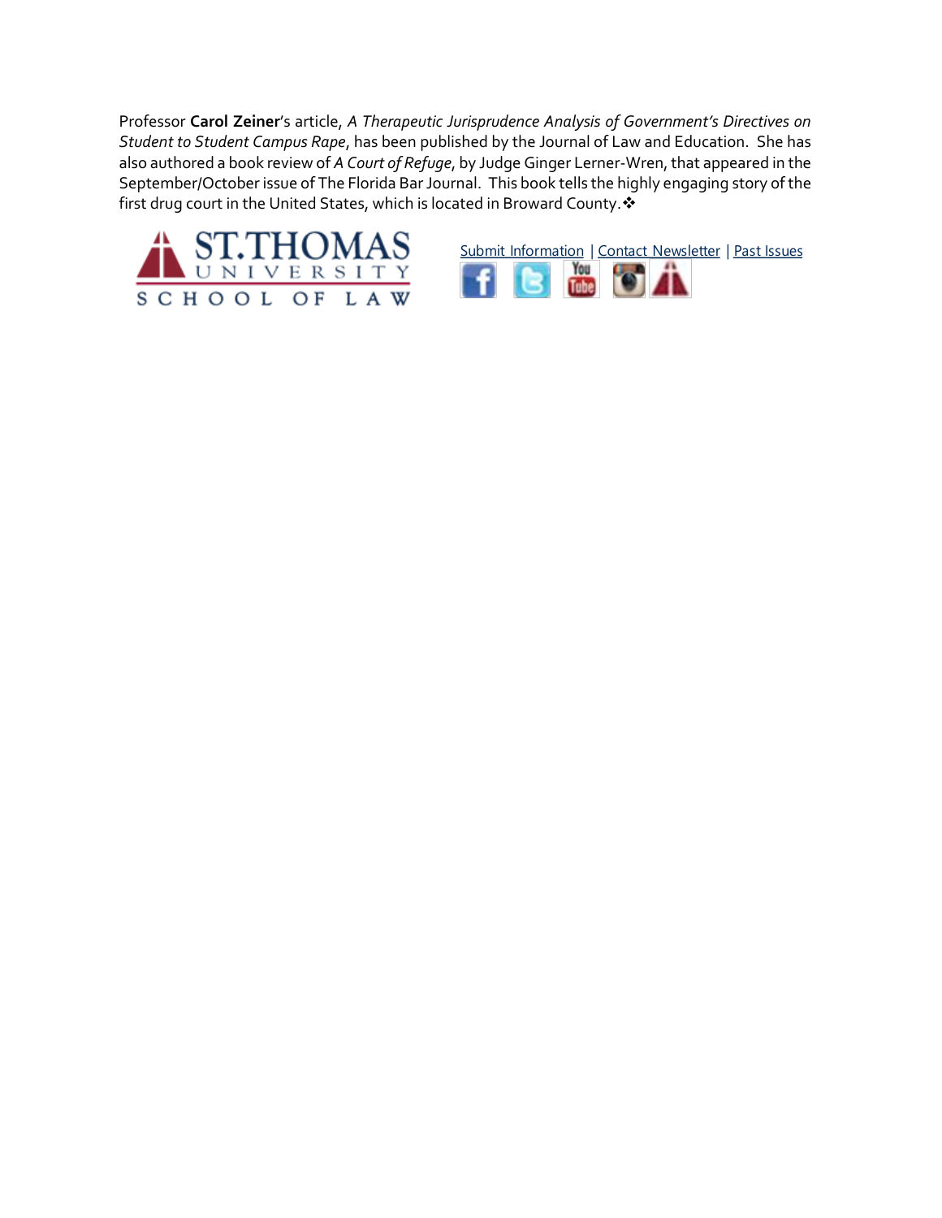Professor **Carol Zeiner**'s article, *A Therapeutic Jurisprudence Analysis of Government's Directives on Student to Student Campus Rape*, has been published by the Journal of Law and Education. She has also authored a book review of *A Court of Refuge*, by Judge Ginger Lerner-Wren, that appeared in the September/October issue of The Florida Bar Journal. This book tells the highly engaging story of the first drug court in the United States, which is located in Broward County.❖

ST.THOMAS UNIVERSITY SCHOOL OF LAW

Submit Information | Contact Newsletter | Past Issues